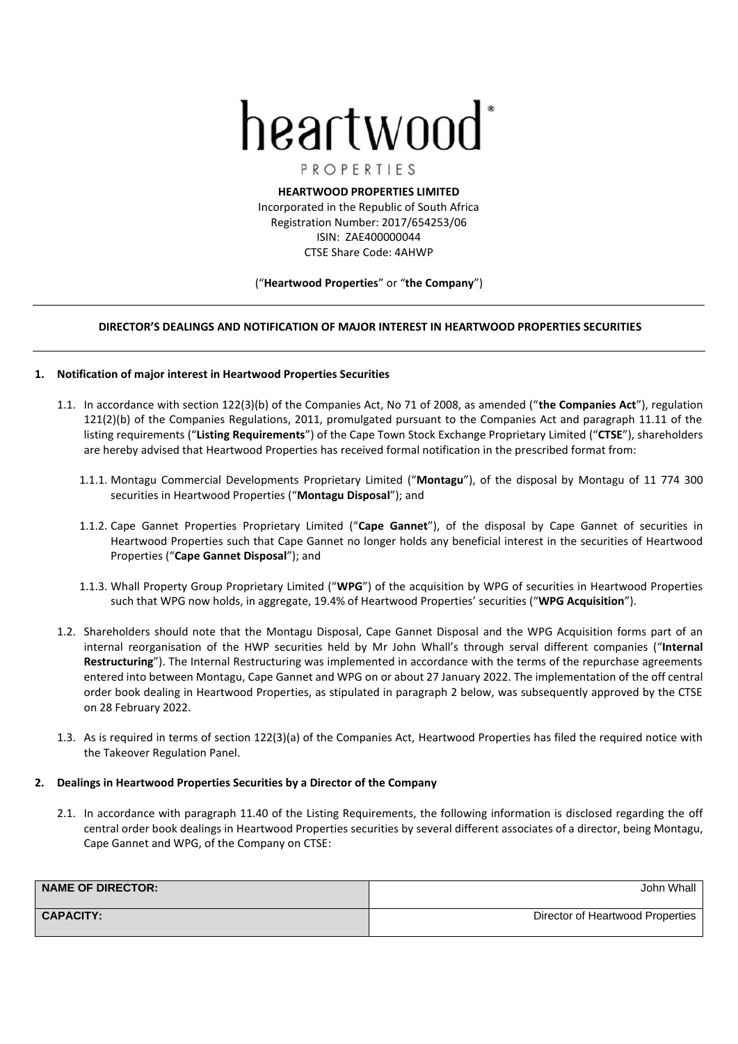# heartwood

PROPERTIES

**HEARTWOOD PROPERTIES LIMITED**
Incorporated in the Republic of South Africa
Registration Number: 2017/654253/06
ISIN: ZAE400000044
CTSE Share Code: 4AHWP

("**Heartwood Properties**" or "**the Company**")

---

**DIRECTOR'S DEALINGS AND NOTIFICATION OF MAJOR INTEREST IN HEARTWOOD PROPERTIES SECURITIES**

---

## 1. Notification of major interest in Heartwood Properties Securities

1.1. In accordance with section 122(3)(b) of the Companies Act, No 71 of 2008, as amended ("**the Companies Act**"), regulation 121(2)(b) of the Companies Regulations, 2011, promulgated pursuant to the Companies Act and paragraph 11.11 of the listing requirements ("**Listing Requirements**") of the Cape Town Stock Exchange Proprietary Limited ("**CTSE**"), shareholders are hereby advised that Heartwood Properties has received formal notification in the prescribed format from:

1.1.1. Montagu Commercial Developments Proprietary Limited ("**Montagu**"), of the disposal by Montagu of 11 774 300 securities in Heartwood Properties ("**Montagu Disposal**"); and

1.1.2. Cape Gannet Properties Proprietary Limited ("**Cape Gannet**"), of the disposal by Cape Gannet of securities in Heartwood Properties such that Cape Gannet no longer holds any beneficial interest in the securities of Heartwood Properties ("**Cape Gannet Disposal**"); and

1.1.3. Whall Property Group Proprietary Limited ("**WPG**") of the acquisition by WPG of securities in Heartwood Properties such that WPG now holds, in aggregate, 19.4% of Heartwood Properties' securities ("**WPG Acquisition**").

1.2. Shareholders should note that the Montagu Disposal, Cape Gannet Disposal and the WPG Acquisition forms part of an internal reorganisation of the HWP securities held by Mr John Whall's through serval different companies ("**Internal Restructuring**"). The Internal Restructuring was implemented in accordance with the terms of the repurchase agreements entered into between Montagu, Cape Gannet and WPG on or about 27 January 2022. The implementation of the off central order book dealing in Heartwood Properties, as stipulated in paragraph 2 below, was subsequently approved by the CTSE on 28 February 2022.

1.3. As is required in terms of section 122(3)(a) of the Companies Act, Heartwood Properties has filed the required notice with the Takeover Regulation Panel.

## 2. Dealings in Heartwood Properties Securities by a Director of the Company

2.1. In accordance with paragraph 11.40 of the Listing Requirements, the following information is disclosed regarding the off central order book dealings in Heartwood Properties securities by several different associates of a director, being Montagu, Cape Gannet and WPG, of the Company on CTSE:

| | |
|---|---|
| **NAME OF DIRECTOR:** | John Whall |
| **CAPACITY:** | Director of Heartwood Properties |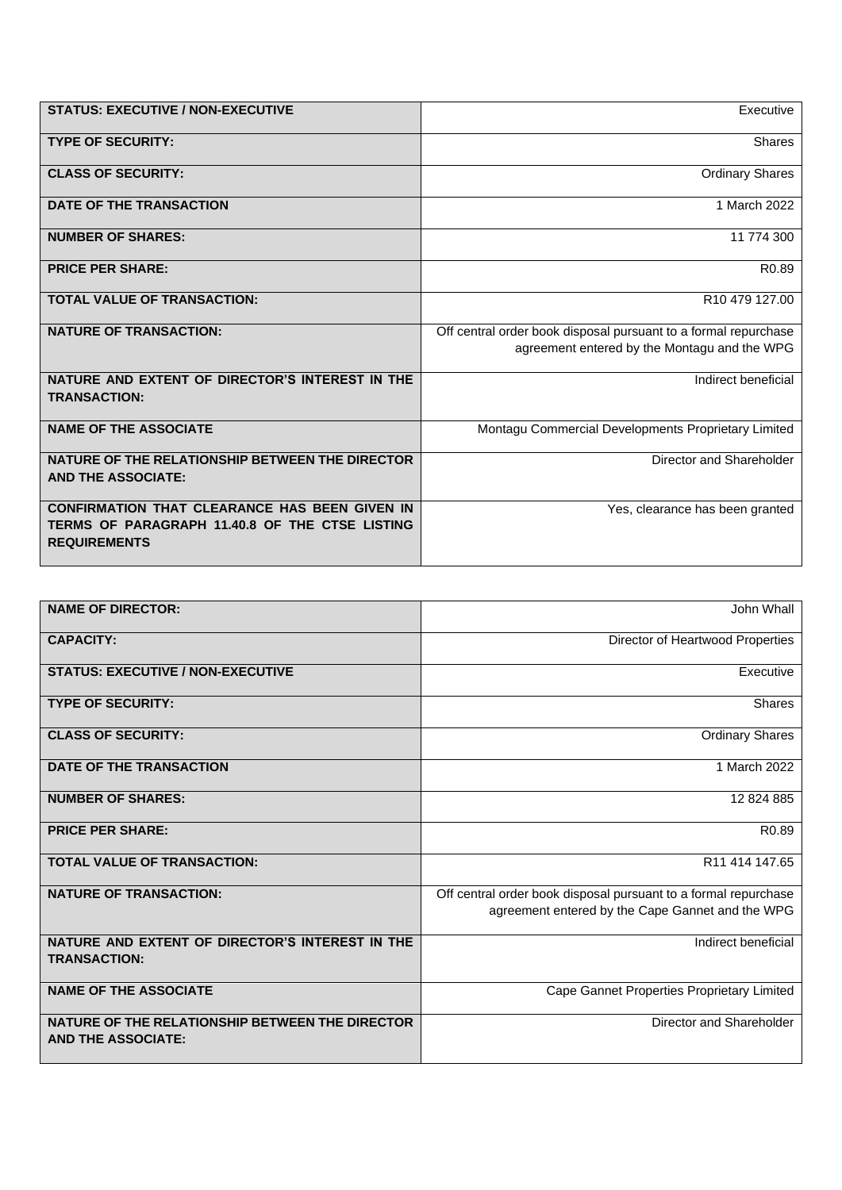| STATUS: EXECUTIVE / NON-EXECUTIVE | Executive |
|---|---|
| TYPE OF SECURITY: | Shares |
| CLASS OF SECURITY: | Ordinary Shares |
| DATE OF THE TRANSACTION | 1 March 2022 |
| NUMBER OF SHARES: | 11 774 300 |
| PRICE PER SHARE: | R0.89 |
| TOTAL VALUE OF TRANSACTION: | R10 479 127.00 |
| NATURE OF TRANSACTION: | Off central order book disposal pursuant to a formal repurchase agreement entered by the Montagu and the WPG |
| NATURE AND EXTENT OF DIRECTOR'S INTEREST IN THE TRANSACTION: | Indirect beneficial |
| NAME OF THE ASSOCIATE | Montagu Commercial Developments Proprietary Limited |
| NATURE OF THE RELATIONSHIP BETWEEN THE DIRECTOR AND THE ASSOCIATE: | Director and Shareholder |
| CONFIRMATION THAT CLEARANCE HAS BEEN GIVEN IN TERMS OF PARAGRAPH 11.40.8 OF THE CTSE LISTING REQUIREMENTS | Yes, clearance has been granted |

| NAME OF DIRECTOR: | John Whall |
|---|---|
| CAPACITY: | Director of Heartwood Properties |
| STATUS: EXECUTIVE / NON-EXECUTIVE | Executive |
| TYPE OF SECURITY: | Shares |
| CLASS OF SECURITY: | Ordinary Shares |
| DATE OF THE TRANSACTION | 1 March 2022 |
| NUMBER OF SHARES: | 12 824 885 |
| PRICE PER SHARE: | R0.89 |
| TOTAL VALUE OF TRANSACTION: | R11 414 147.65 |
| NATURE OF TRANSACTION: | Off central order book disposal pursuant to a formal repurchase agreement entered by the Cape Gannet and the WPG |
| NATURE AND EXTENT OF DIRECTOR'S INTEREST IN THE TRANSACTION: | Indirect beneficial |
| NAME OF THE ASSOCIATE | Cape Gannet Properties Proprietary Limited |
| NATURE OF THE RELATIONSHIP BETWEEN THE DIRECTOR AND THE ASSOCIATE: | Director and Shareholder |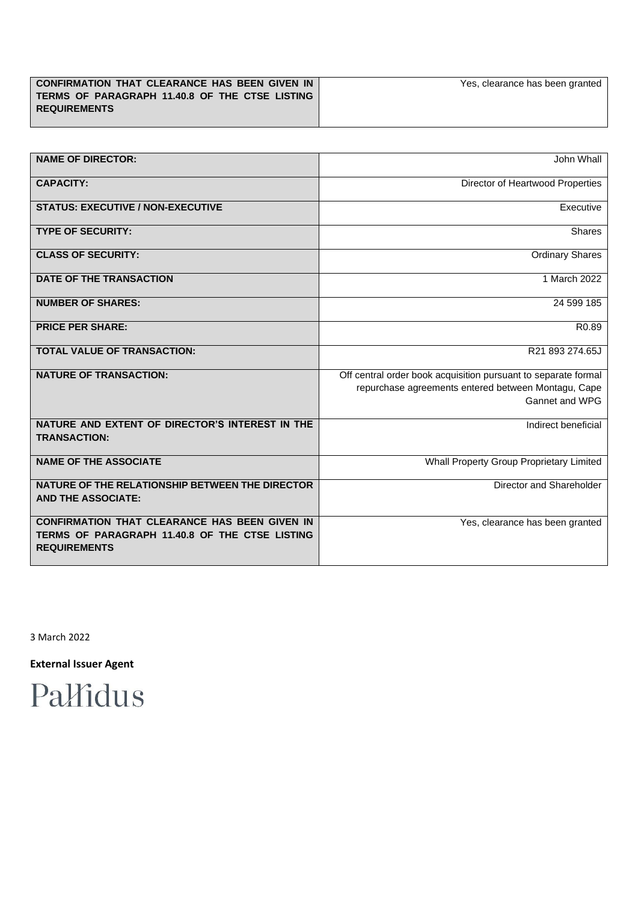| | |
|---|---|
| **CONFIRMATION THAT CLEARANCE HAS BEEN GIVEN IN TERMS OF PARAGRAPH 11.40.8 OF THE CTSE LISTING REQUIREMENTS** | Yes, clearance has been granted |

| | |
|---|---|
| **NAME OF DIRECTOR:** | John Whall |
| **CAPACITY:** | Director of Heartwood Properties |
| **STATUS: EXECUTIVE / NON-EXECUTIVE** | Executive |
| **TYPE OF SECURITY:** | Shares |
| **CLASS OF SECURITY:** | Ordinary Shares |
| **DATE OF THE TRANSACTION** | 1 March 2022 |
| **NUMBER OF SHARES:** | 24 599 185 |
| **PRICE PER SHARE:** | R0.89 |
| **TOTAL VALUE OF TRANSACTION:** | R21 893 274.65J |
| **NATURE OF TRANSACTION:** | Off central order book acquisition pursuant to separate formal repurchase agreements entered between Montagu, Cape Gannet and WPG |
| **NATURE AND EXTENT OF DIRECTOR'S INTEREST IN THE TRANSACTION:** | Indirect beneficial |
| **NAME OF THE ASSOCIATE** | Whall Property Group Proprietary Limited |
| **NATURE OF THE RELATIONSHIP BETWEEN THE DIRECTOR AND THE ASSOCIATE:** | Director and Shareholder |
| **CONFIRMATION THAT CLEARANCE HAS BEEN GIVEN IN TERMS OF PARAGRAPH 11.40.8 OF THE CTSE LISTING REQUIREMENTS** | Yes, clearance has been granted |

3 March 2022

**External Issuer Agent**

Pallidus